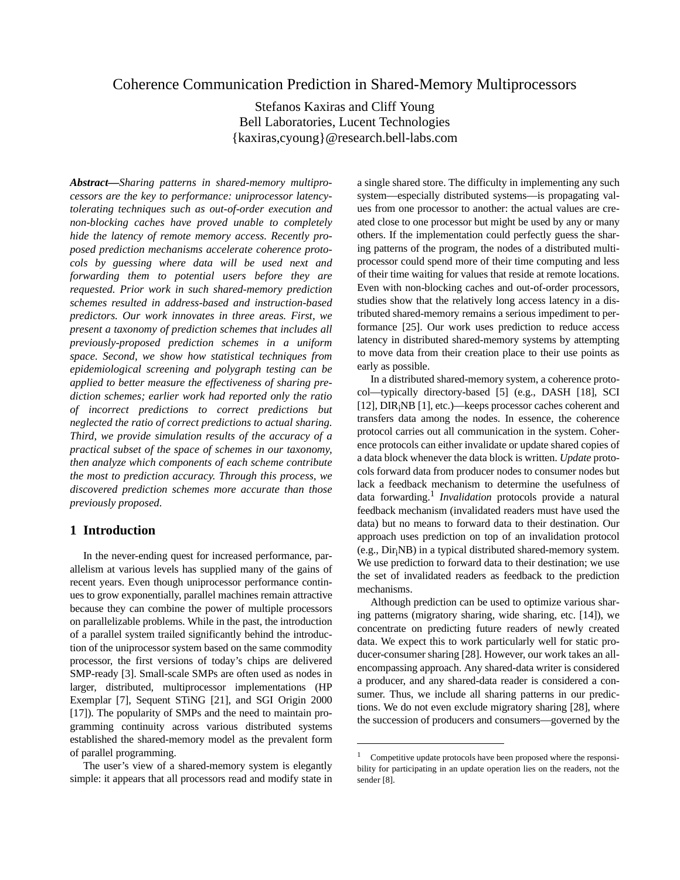# Coherence Communication Prediction in Shared-Memory Multiprocessors

Stefanos Kaxiras and Cliff Young
Bell Laboratories, Lucent Technologies
{kaxiras,cyoung}@research.bell-labs.com

***Abstract—****Sharing patterns in shared-memory multiprocessors are the key to performance: uniprocessor latency-tolerating techniques such as out-of-order execution and non-blocking caches have proved unable to completely hide the latency of remote memory access. Recently proposed prediction mechanisms accelerate coherence protocols by guessing where data will be used next and forwarding them to potential users before they are requested. Prior work in such shared-memory prediction schemes resulted in address-based and instruction-based predictors. Our work innovates in three areas. First, we present a taxonomy of prediction schemes that includes all previously-proposed prediction schemes in a uniform space. Second, we show how statistical techniques from epidemiological screening and polygraph testing can be applied to better measure the effectiveness of sharing prediction schemes; earlier work had reported only the ratio of incorrect predictions to correct predictions but neglected the ratio of correct predictions to actual sharing. Third, we provide simulation results of the accuracy of a practical subset of the space of schemes in our taxonomy, then analyze which components of each scheme contribute the most to prediction accuracy. Through this process, we discovered prediction schemes more accurate than those previously proposed.*

## 1 Introduction

In the never-ending quest for increased performance, parallelism at various levels has supplied many of the gains of recent years. Even though uniprocessor performance continues to grow exponentially, parallel machines remain attractive because they can combine the power of multiple processors on parallelizable problems. While in the past, the introduction of a parallel system trailed significantly behind the introduction of the uniprocessor system based on the same commodity processor, the first versions of today's chips are delivered SMP-ready [3]. Small-scale SMPs are often used as nodes in larger, distributed, multiprocessor implementations (HP Exemplar [7], Sequent STiNG [21], and SGI Origin 2000 [17]). The popularity of SMPs and the need to maintain programming continuity across various distributed systems established the shared-memory model as the prevalent form of parallel programming.

The user's view of a shared-memory system is elegantly simple: it appears that all processors read and modify state in a single shared store. The difficulty in implementing any such system—especially distributed systems—is propagating values from one processor to another: the actual values are created close to one processor but might be used by any or many others. If the implementation could perfectly guess the sharing patterns of the program, the nodes of a distributed multiprocessor could spend more of their time computing and less of their time waiting for values that reside at remote locations. Even with non-blocking caches and out-of-order processors, studies show that the relatively long access latency in a distributed shared-memory remains a serious impediment to performance [25]. Our work uses prediction to reduce access latency in distributed shared-memory systems by attempting to move data from their creation place to their use points as early as possible.

In a distributed shared-memory system, a coherence protocol—typically directory-based [5] (e.g., DASH [18], SCI [12], $DIR_iNB$ [1], etc.)—keeps processor caches coherent and transfers data among the nodes. In essence, the coherence protocol carries out all communication in the system. Coherence protocols can either invalidate or update shared copies of a data block whenever the data block is written. *Update* protocols forward data from producer nodes to consumer nodes but lack a feedback mechanism to determine the usefulness of data forwarding.[1] *Invalidation* protocols provide a natural feedback mechanism (invalidated readers must have used the data) but no means to forward data to their destination. Our approach uses prediction on top of an invalidation protocol (e.g., $Dir_iNB$) in a typical distributed shared-memory system. We use prediction to forward data to their destination; we use the set of invalidated readers as feedback to the prediction mechanisms.

Although prediction can be used to optimize various sharing patterns (migratory sharing, wide sharing, etc. [14]), we concentrate on predicting future readers of newly created data. We expect this to work particularly well for static producer-consumer sharing [28]. However, our work takes an all-encompassing approach. Any shared-data writer is considered a producer, and any shared-data reader is considered a consumer. Thus, we include all sharing patterns in our predictions. We do not even exclude migratory sharing [28], where the succession of producers and consumers—governed by the

---

[1] Competitive update protocols have been proposed where the responsibility for participating in an update operation lies on the readers, not the sender [8].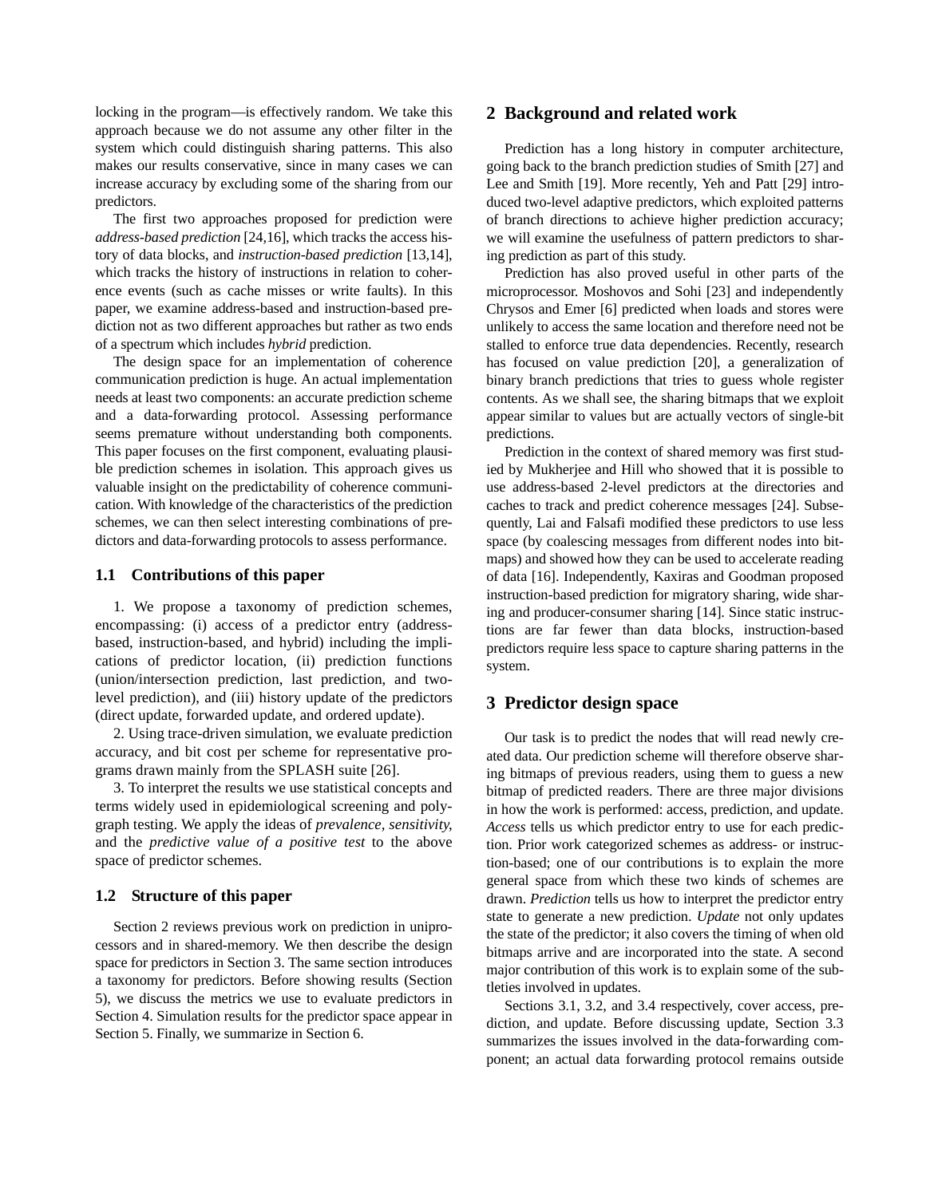locking in the program—is effectively random. We take this approach because we do not assume any other filter in the system which could distinguish sharing patterns. This also makes our results conservative, since in many cases we can increase accuracy by excluding some of the sharing from our predictors.

The first two approaches proposed for prediction were *address-based prediction* [24,16], which tracks the access history of data blocks, and *instruction-based prediction* [13,14], which tracks the history of instructions in relation to coherence events (such as cache misses or write faults). In this paper, we examine address-based and instruction-based prediction not as two different approaches but rather as two ends of a spectrum which includes *hybrid* prediction.

The design space for an implementation of coherence communication prediction is huge. An actual implementation needs at least two components: an accurate prediction scheme and a data-forwarding protocol. Assessing performance seems premature without understanding both components. This paper focuses on the first component, evaluating plausible prediction schemes in isolation. This approach gives us valuable insight on the predictability of coherence communication. With knowledge of the characteristics of the prediction schemes, we can then select interesting combinations of predictors and data-forwarding protocols to assess performance.

### 1.1 Contributions of this paper

1. We propose a taxonomy of prediction schemes, encompassing: (i) access of a predictor entry (address-based, instruction-based, and hybrid) including the implications of predictor location, (ii) prediction functions (union/intersection prediction, last prediction, and two-level prediction), and (iii) history update of the predictors (direct update, forwarded update, and ordered update).

2. Using trace-driven simulation, we evaluate prediction accuracy, and bit cost per scheme for representative programs drawn mainly from the SPLASH suite [26].

3. To interpret the results we use statistical concepts and terms widely used in epidemiological screening and polygraph testing. We apply the ideas of *prevalence*, *sensitivity*, and the *predictive value of a positive test* to the above space of predictor schemes.

### 1.2 Structure of this paper

Section 2 reviews previous work on prediction in uniprocessors and in shared-memory. We then describe the design space for predictors in Section 3. The same section introduces a taxonomy for predictors. Before showing results (Section 5), we discuss the metrics we use to evaluate predictors in Section 4. Simulation results for the predictor space appear in Section 5. Finally, we summarize in Section 6.

## 2 Background and related work

Prediction has a long history in computer architecture, going back to the branch prediction studies of Smith [27] and Lee and Smith [19]. More recently, Yeh and Patt [29] introduced two-level adaptive predictors, which exploited patterns of branch directions to achieve higher prediction accuracy; we will examine the usefulness of pattern predictors to sharing prediction as part of this study.

Prediction has also proved useful in other parts of the microprocessor. Moshovos and Sohi [23] and independently Chrysos and Emer [6] predicted when loads and stores were unlikely to access the same location and therefore need not be stalled to enforce true data dependencies. Recently, research has focused on value prediction [20], a generalization of binary branch predictions that tries to guess whole register contents. As we shall see, the sharing bitmaps that we exploit appear similar to values but are actually vectors of single-bit predictions.

Prediction in the context of shared memory was first studied by Mukherjee and Hill who showed that it is possible to use address-based 2-level predictors at the directories and caches to track and predict coherence messages [24]. Subsequently, Lai and Falsafi modified these predictors to use less space (by coalescing messages from different nodes into bitmaps) and showed how they can be used to accelerate reading of data [16]. Independently, Kaxiras and Goodman proposed instruction-based prediction for migratory sharing, wide sharing and producer-consumer sharing [14]. Since static instructions are far fewer than data blocks, instruction-based predictors require less space to capture sharing patterns in the system.

## 3 Predictor design space

Our task is to predict the nodes that will read newly created data. Our prediction scheme will therefore observe sharing bitmaps of previous readers, using them to guess a new bitmap of predicted readers. There are three major divisions in how the work is performed: access, prediction, and update. *Access* tells us which predictor entry to use for each prediction. Prior work categorized schemes as address- or instruction-based; one of our contributions is to explain the more general space from which these two kinds of schemes are drawn. *Prediction* tells us how to interpret the predictor entry state to generate a new prediction. *Update* not only updates the state of the predictor; it also covers the timing of when old bitmaps arrive and are incorporated into the state. A second major contribution of this work is to explain some of the subtleties involved in updates.

Sections 3.1, 3.2, and 3.4 respectively, cover access, prediction, and update. Before discussing update, Section 3.3 summarizes the issues involved in the data-forwarding component; an actual data forwarding protocol remains outside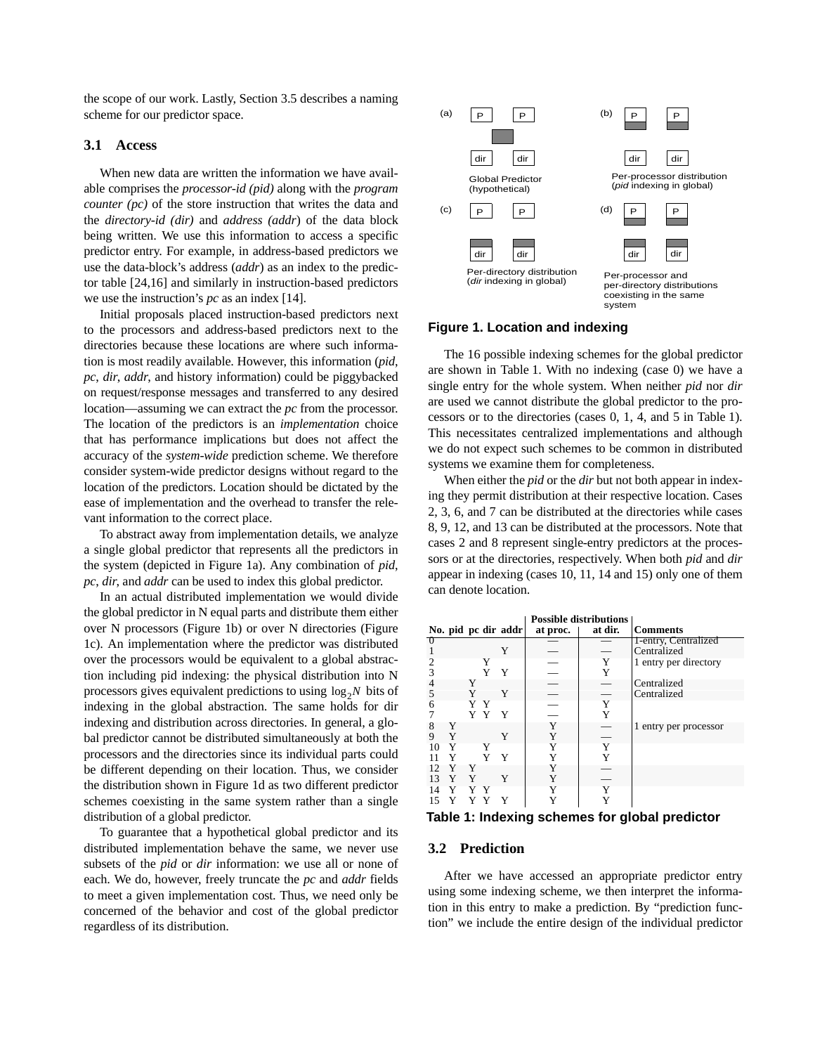the scope of our work. Lastly, Section 3.5 describes a naming scheme for our predictor space.

### 3.1 Access

When new data are written the information we have available comprises the *processor-id (pid)* along with the *program counter (pc)* of the store instruction that writes the data and the *directory-id (dir)* and *address (addr*) of the data block being written. We use this information to access a specific predictor entry. For example, in address-based predictors we use the data-block's address (*addr*) as an index to the predictor table [24,16] and similarly in instruction-based predictors we use the instruction's *pc* as an index [14].

Initial proposals placed instruction-based predictors next to the processors and address-based predictors next to the directories because these locations are where such information is most readily available. However, this information (*pid*, *pc*, *dir*, *addr*, and history information) could be piggybacked on request/response messages and transferred to any desired location—assuming we can extract the *pc* from the processor. The location of the predictors is an *implementation* choice that has performance implications but does not affect the accuracy of the *system-wide* prediction scheme. We therefore consider system-wide predictor designs without regard to the location of the predictors. Location should be dictated by the ease of implementation and the overhead to transfer the relevant information to the correct place.

To abstract away from implementation details, we analyze a single global predictor that represents all the predictors in the system (depicted in Figure 1a). Any combination of *pid*, *pc*, *dir*, and *addr* can be used to index this global predictor.

In an actual distributed implementation we would divide the global predictor in N equal parts and distribute them either over N processors (Figure 1b) or over N directories (Figure 1c). An implementation where the predictor was distributed over the processors would be equivalent to a global abstraction including pid indexing: the physical distribution into N processors gives equivalent predictions to using $\log_2 N$ bits of indexing in the global abstraction. The same holds for dir indexing and distribution across directories. In general, a global predictor cannot be distributed simultaneously at both the processors and the directories since its individual parts could be different depending on their location. Thus, we consider the distribution shown in Figure 1d as two different predictor schemes coexisting in the same system rather than a single distribution of a global predictor.

To guarantee that a hypothetical global predictor and its distributed implementation behave the same, we never use subsets of the *pid* or *dir* information: we use all or none of each. We do, however, freely truncate the *pc* and *addr* fields to meet a given implementation cost. Thus, we need only be concerned of the behavior and cost of the global predictor regardless of its distribution.

(a) Global Predictor (hypothetical)
(b) Per-processor distribution (*pid* indexing in global)
(c) Per-directory distribution (*dir* indexing in global)
(d) Per-processor and per-directory distributions coexisting in the same system

**Figure 1. Location and indexing**

The 16 possible indexing schemes for the global predictor are shown in Table 1. With no indexing (case 0) we have a single entry for the whole system. When neither *pid* nor *dir* are used we cannot distribute the global predictor to the processors or to the directories (cases 0, 1, 4, and 5 in Table 1). This necessitates centralized implementations and although we do not expect such schemes to be common in distributed systems we examine them for completeness.

When either the *pid* or the *dir* but not both appear in indexing they permit distribution at their respective location. Cases 2, 3, 6, and 7 can be distributed at the directories while cases 8, 9, 12, and 13 can be distributed at the processors. Note that cases 2 and 8 represent single-entry predictors at the processors or at the directories, respectively. When both *pid* and *dir* appear in indexing (cases 10, 11, 14 and 15) only one of them can denote location.

| No. | pid | pc | dir | addr | Possible distributions at proc. | at dir. | Comments |
|---|---|---|---|---|---|---|---|
| 0 | | | | | — | — | 1-entry, Centralized |
| 1 | | | | Y | — | — | Centralized |
| 2 | | | Y | | — | Y | 1 entry per directory |
| 3 | | | Y | Y | — | Y | |
| 4 | | Y | | | — | — | Centralized |
| 5 | | Y | | Y | — | — | Centralized |
| 6 | | Y | Y | | — | Y | |
| 7 | | Y | Y | Y | — | Y | |
| 8 | Y | | | | Y | — | 1 entry per processor |
| 9 | Y | | | Y | Y | — | |
| 10 | Y | | Y | | Y | Y | |
| 11 | Y | | Y | Y | Y | Y | |
| 12 | Y | Y | | | Y | — | |
| 13 | Y | Y | | Y | Y | — | |
| 14 | Y | Y | Y | | Y | Y | |
| 15 | Y | Y | Y | Y | Y | Y | |

**Table 1: Indexing schemes for global predictor**

### 3.2 Prediction

After we have accessed an appropriate predictor entry using some indexing scheme, we then interpret the information in this entry to make a prediction. By "prediction function" we include the entire design of the individual predictor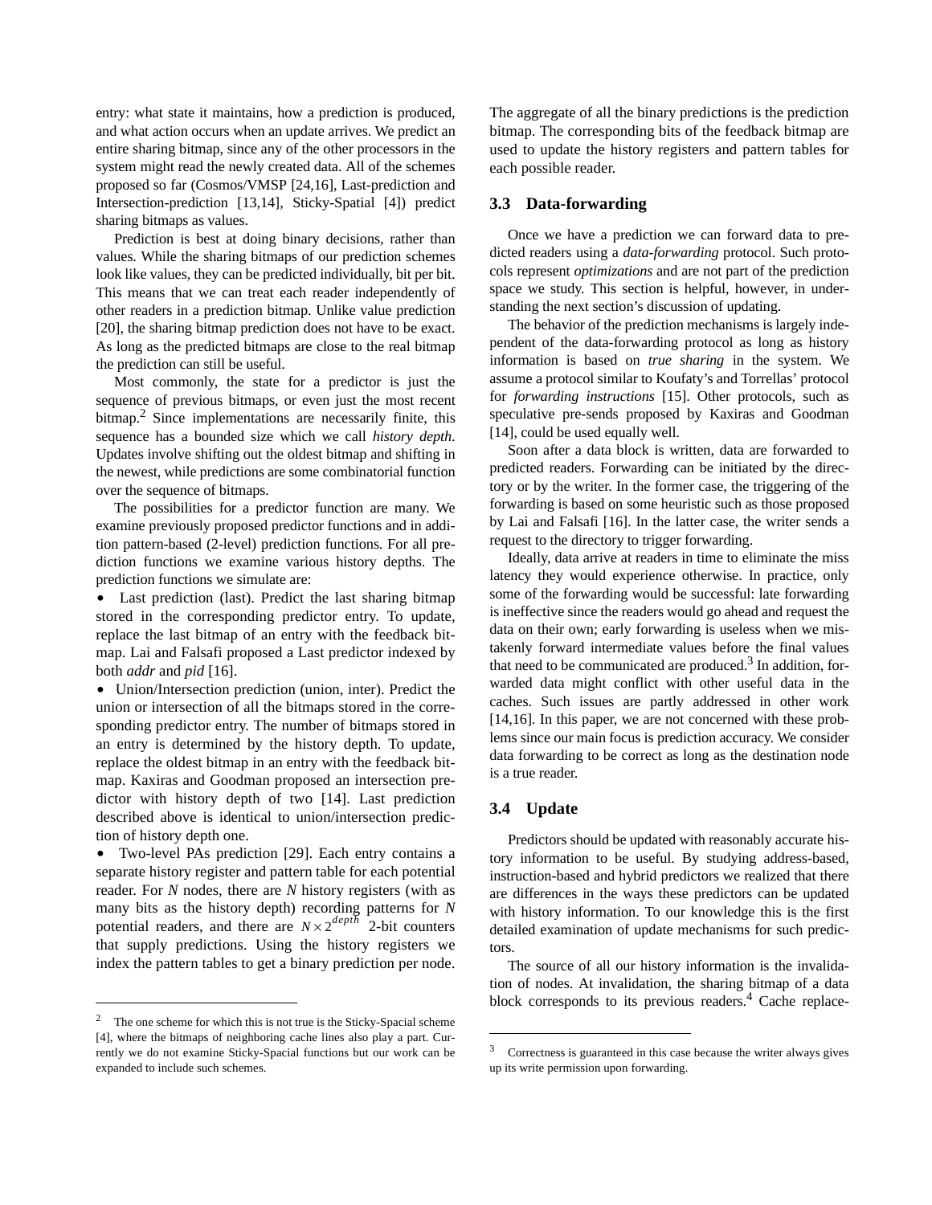entry: what state it maintains, how a prediction is produced, and what action occurs when an update arrives. We predict an entire sharing bitmap, since any of the other processors in the system might read the newly created data. All of the schemes proposed so far (Cosmos/VMSP [24,16], Last-prediction and Intersection-prediction [13,14], Sticky-Spatial [4]) predict sharing bitmaps as values.

Prediction is best at doing binary decisions, rather than values. While the sharing bitmaps of our prediction schemes look like values, they can be predicted individually, bit per bit. This means that we can treat each reader independently of other readers in a prediction bitmap. Unlike value prediction [20], the sharing bitmap prediction does not have to be exact. As long as the predicted bitmaps are close to the real bitmap the prediction can still be useful.

Most commonly, the state for a predictor is just the sequence of previous bitmaps, or even just the most recent bitmap.[2] Since implementations are necessarily finite, this sequence has a bounded size which we call *history depth*. Updates involve shifting out the oldest bitmap and shifting in the newest, while predictions are some combinatorial function over the sequence of bitmaps.

The possibilities for a predictor function are many. We examine previously proposed predictor functions and in addition pattern-based (2-level) prediction functions. For all prediction functions we examine various history depths. The prediction functions we simulate are:

- Last prediction (last). Predict the last sharing bitmap stored in the corresponding predictor entry. To update, replace the last bitmap of an entry with the feedback bitmap. Lai and Falsafi proposed a Last predictor indexed by both *addr* and *pid* [16].
- Union/Intersection prediction (union, inter). Predict the union or intersection of all the bitmaps stored in the corresponding predictor entry. The number of bitmaps stored in an entry is determined by the history depth. To update, replace the oldest bitmap in an entry with the feedback bitmap. Kaxiras and Goodman proposed an intersection predictor with history depth of two [14]. Last prediction described above is identical to union/intersection prediction of history depth one.
- Two-level PAs prediction [29]. Each entry contains a separate history register and pattern table for each potential reader. For $N$ nodes, there are $N$ history registers (with as many bits as the history depth) recording patterns for $N$ potential readers, and there are $N \times 2^{depth}$ 2-bit counters that supply predictions. Using the history registers we index the pattern tables to get a binary prediction per node. The aggregate of all the binary predictions is the prediction bitmap. The corresponding bits of the feedback bitmap are used to update the history registers and pattern tables for each possible reader.

### 3.3 Data-forwarding

Once we have a prediction we can forward data to predicted readers using a *data-forwarding* protocol. Such protocols represent *optimizations* and are not part of the prediction space we study. This section is helpful, however, in understanding the next section's discussion of updating.

The behavior of the prediction mechanisms is largely independent of the data-forwarding protocol as long as history information is based on *true sharing* in the system. We assume a protocol similar to Koufaty's and Torrellas' protocol for *forwarding instructions* [15]. Other protocols, such as speculative pre-sends proposed by Kaxiras and Goodman [14], could be used equally well.

Soon after a data block is written, data are forwarded to predicted readers. Forwarding can be initiated by the directory or by the writer. In the former case, the triggering of the forwarding is based on some heuristic such as those proposed by Lai and Falsafi [16]. In the latter case, the writer sends a request to the directory to trigger forwarding.

Ideally, data arrive at readers in time to eliminate the miss latency they would experience otherwise. In practice, only some of the forwarding would be successful: late forwarding is ineffective since the readers would go ahead and request the data on their own; early forwarding is useless when we mistakenly forward intermediate values before the final values that need to be communicated are produced.[3] In addition, forwarded data might conflict with other useful data in the caches. Such issues are partly addressed in other work [14,16]. In this paper, we are not concerned with these problems since our main focus is prediction accuracy. We consider data forwarding to be correct as long as the destination node is a true reader.

### 3.4 Update

Predictors should be updated with reasonably accurate history information to be useful. By studying address-based, instruction-based and hybrid predictors we realized that there are differences in the ways these predictors can be updated with history information. To our knowledge this is the first detailed examination of update mechanisms for such predictors.

The source of all our history information is the invalidation of nodes. At invalidation, the sharing bitmap of a data block corresponds to its previous readers.[4] Cache replace-

---

[2] The one scheme for which this is not true is the Sticky-Spacial scheme [4], where the bitmaps of neighboring cache lines also play a part. Currently we do not examine Sticky-Spacial functions but our work can be expanded to include such schemes.

[3] Correctness is guaranteed in this case because the writer always gives up its write permission upon forwarding.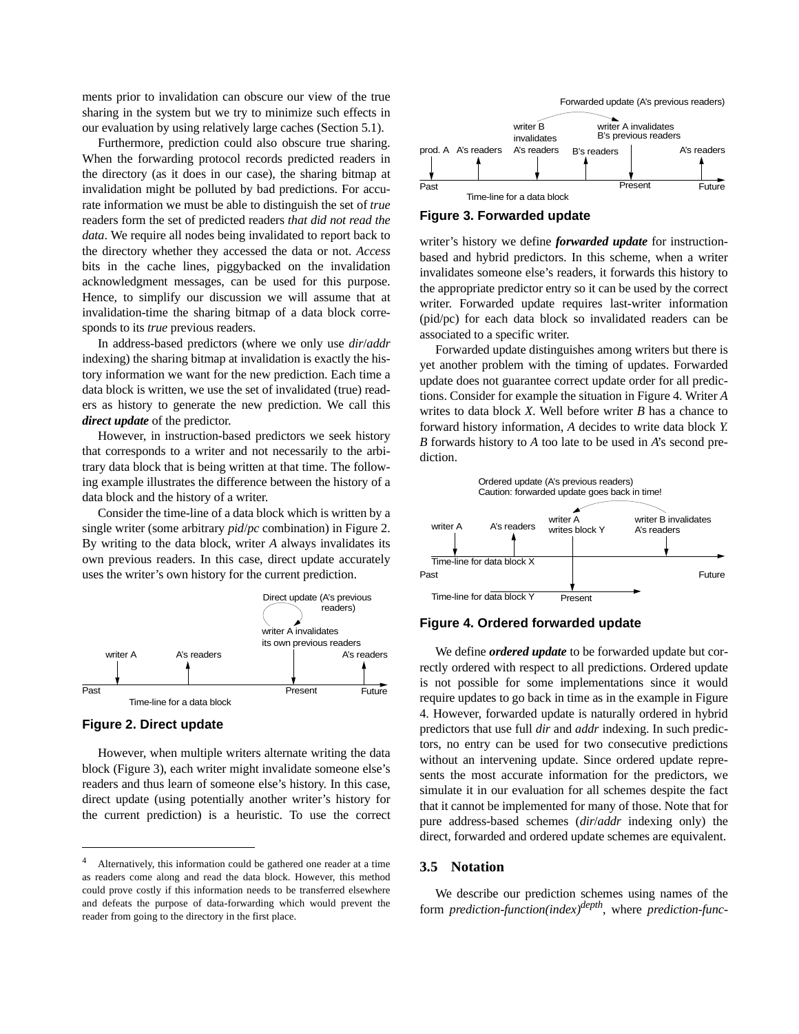ments prior to invalidation can obscure our view of the true sharing in the system but we try to minimize such effects in our evaluation by using relatively large caches (Section 5.1).

Furthermore, prediction could also obscure true sharing. When the forwarding protocol records predicted readers in the directory (as it does in our case), the sharing bitmap at invalidation might be polluted by bad predictions. For accurate information we must be able to distinguish the set of *true* readers form the set of predicted readers *that did not read the data*. We require all nodes being invalidated to report back to the directory whether they accessed the data or not. *Access* bits in the cache lines, piggybacked on the invalidation acknowledgment messages, can be used for this purpose. Hence, to simplify our discussion we will assume that at invalidation-time the sharing bitmap of a data block corresponds to its *true* previous readers.

In address-based predictors (where we only use *dir*/*addr* indexing) the sharing bitmap at invalidation is exactly the history information we want for the new prediction. Each time a data block is written, we use the set of invalidated (true) readers as history to generate the new prediction. We call this ***direct update*** of the predictor.

However, in instruction-based predictors we seek history that corresponds to a writer and not necessarily to the arbitrary data block that is being written at that time. The following example illustrates the difference between the history of a data block and the history of a writer.

Consider the time-line of a data block which is written by a single writer (some arbitrary *pid*/*pc* combination) in Figure 2. By writing to the data block, writer *A* always invalidates its own previous readers. In this case, direct update accurately uses the writer's own history for the current prediction.

**Figure 2. Direct update**

However, when multiple writers alternate writing the data block (Figure 3), each writer might invalidate someone else's readers and thus learn of someone else's history. In this case, direct update (using potentially another writer's history for the current prediction) is a heuristic. To use the correct writer's history we define ***forwarded update*** for instruction-based and hybrid predictors. In this scheme, when a writer invalidates someone else's readers, it forwards this history to the appropriate predictor entry so it can be used by the correct writer. Forwarded update requires last-writer information (pid/pc) for each data block so invalidated readers can be associated to a specific writer.

**Figure 3. Forwarded update**

Forwarded update distinguishes among writers but there is yet another problem with the timing of updates. Forwarded update does not guarantee correct update order for all predictions. Consider for example the situation in Figure 4. Writer *A* writes to data block *X*. Well before writer *B* has a chance to forward history information, *A* decides to write data block *Y*. *B* forwards history to *A* too late to be used in *A*'s second prediction.

**Figure 4. Ordered forwarded update**

We define ***ordered update*** to be forwarded update but correctly ordered with respect to all predictions. Ordered update is not possible for some implementations since it would require updates to go back in time as in the example in Figure 4. However, forwarded update is naturally ordered in hybrid predictors that use full *dir* and *addr* indexing. In such predictors, no entry can be used for two consecutive predictions without an intervening update. Since ordered update represents the most accurate information for the predictors, we simulate it in our evaluation for all schemes despite the fact that it cannot be implemented for many of those. Note that for pure address-based schemes (*dir*/*addr* indexing only) the direct, forwarded and ordered update schemes are equivalent.

### 3.5 Notation

We describe our prediction schemes using names of the form *prediction-function(index)*$^{depth}$, where *prediction-func-*

---

[4] Alternatively, this information could be gathered one reader at a time as readers come along and read the data block. However, this method could prove costly if this information needs to be transferred elsewhere and defeats the purpose of data-forwarding which would prevent the reader from going to the directory in the first place.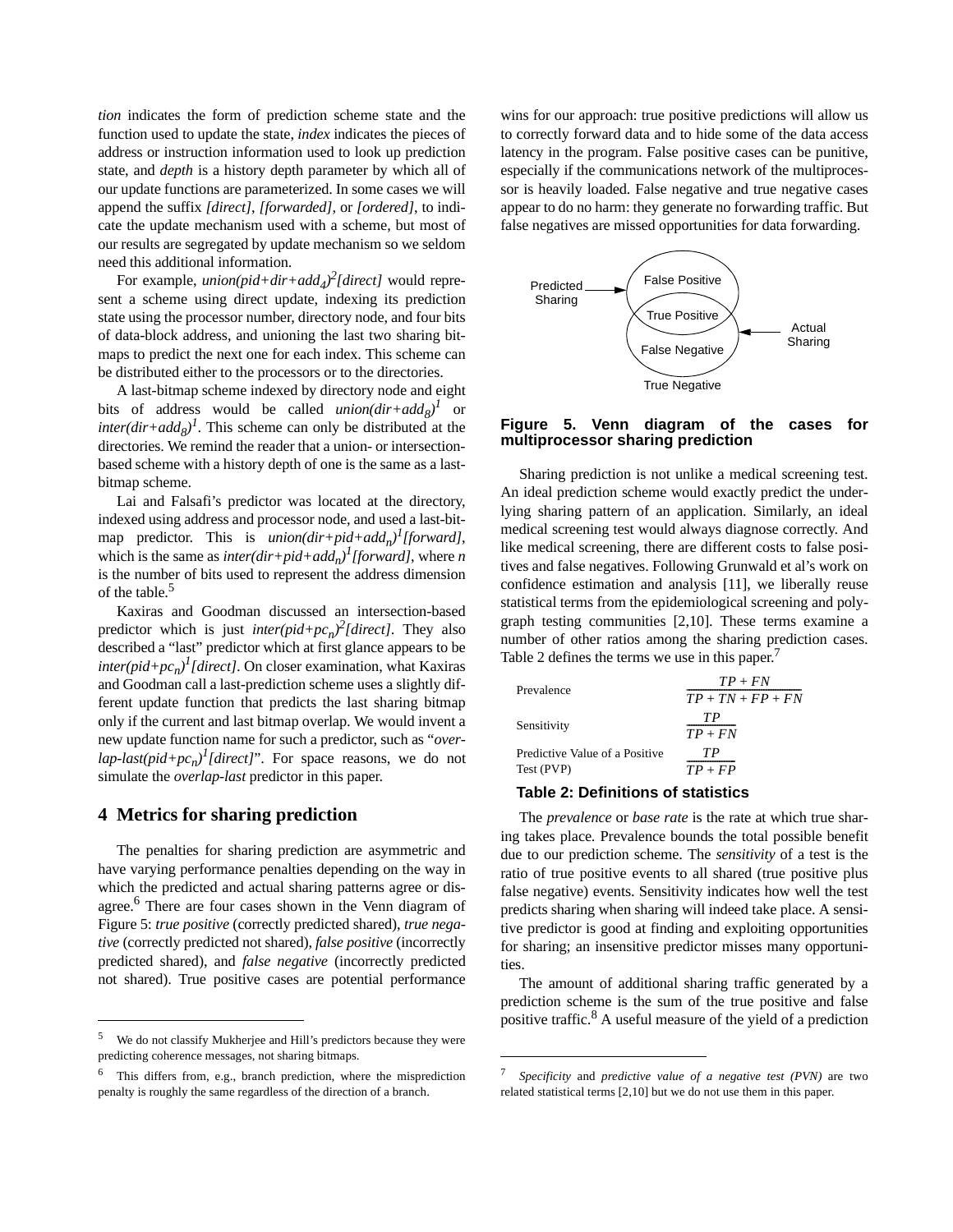*tion* indicates the form of prediction scheme state and the function used to update the state, *index* indicates the pieces of address or instruction information used to look up prediction state, and *depth* is a history depth parameter by which all of our update functions are parameterized. In some cases we will append the suffix *[direct]*, *[forwarded]*, or *[ordered]*, to indicate the update mechanism used with a scheme, but most of our results are segregated by update mechanism so we seldom need this additional information.

For example, $union(pid+dir+add_4)^2[direct]$ would represent a scheme using direct update, indexing its prediction state using the processor number, directory node, and four bits of data-block address, and unioning the last two sharing bitmaps to predict the next one for each index. This scheme can be distributed either to the processors or to the directories.

A last-bitmap scheme indexed by directory node and eight bits of address would be called $union(dir+add_8)^1$ or $inter(dir+add_8)^1$. This scheme can only be distributed at the directories. We remind the reader that a union- or intersection-based scheme with a history depth of one is the same as a last-bitmap scheme.

Lai and Falsafi's predictor was located at the directory, indexed using address and processor node, and used a last-bitmap predictor. This is $union(dir+pid+add_n)^1[forward]$, which is the same as $inter(dir+pid+add_n)^1[forward]$, where $n$ is the number of bits used to represent the address dimension of the table.[5]

Kaxiras and Goodman discussed an intersection-based predictor which is just $inter(pid+pc_n)^2[direct]$. They also described a "last" predictor which at first glance appears to be $inter(pid+pc_n)^1[direct]$. On closer examination, what Kaxiras and Goodman call a last-prediction scheme uses a slightly different update function that predicts the last sharing bitmap only if the current and last bitmap overlap. We would invent a new update function name for such a predictor, such as "$overlap\text{-}last(pid+pc_n)^1[direct]$". For space reasons, we do not simulate the *overlap-last* predictor in this paper.

## 4 Metrics for sharing prediction

The penalties for sharing prediction are asymmetric and have varying performance penalties depending on the way in which the predicted and actual sharing patterns agree or disagree.[6] There are four cases shown in the Venn diagram of Figure 5: *true positive* (correctly predicted shared), *true negative* (correctly predicted not shared), *false positive* (incorrectly predicted shared), and *false negative* (incorrectly predicted not shared). True positive cases are potential performance wins for our approach: true positive predictions will allow us to correctly forward data and to hide some of the data access latency in the program. False positive cases can be punitive, especially if the communications network of the multiprocessor is heavily loaded. False negative and true negative cases appear to do no harm: they generate no forwarding traffic. But false negatives are missed opportunities for data forwarding.

Predicted Sharing → False Positive / True Positive / False Negative ← Actual Sharing; True Negative

**Figure 5. Venn diagram of the cases for multiprocessor sharing prediction**

Sharing prediction is not unlike a medical screening test. An ideal prediction scheme would exactly predict the underlying sharing pattern of an application. Similarly, an ideal medical screening test would always diagnose correctly. And like medical screening, there are different costs to false positives and false negatives. Following Grunwald et al's work on confidence estimation and analysis [11], we liberally reuse statistical terms from the epidemiological screening and polygraph testing communities [2,10]. These terms examine a number of other ratios among the sharing prediction cases. Table 2 defines the terms we use in this paper.[7]

| | |
|---|---|
| Prevalence | $\frac{TP + FN}{TP + TN + FP + FN}$ |
| Sensitivity | $\frac{TP}{TP + FN}$ |
| Predictive Value of a Positive Test (PVP) | $\frac{TP}{TP + FP}$ |

**Table 2: Definitions of statistics**

The *prevalence* or *base rate* is the rate at which true sharing takes place. Prevalence bounds the total possible benefit due to our prediction scheme. The *sensitivity* of a test is the ratio of true positive events to all shared (true positive plus false negative) events. Sensitivity indicates how well the test predicts sharing when sharing will indeed take place. A sensitive predictor is good at finding and exploiting opportunities for sharing; an insensitive predictor misses many opportunities.

The amount of additional sharing traffic generated by a prediction scheme is the sum of the true positive and false positive traffic.[8] A useful measure of the yield of a prediction

---

5. We do not classify Mukherjee and Hill's predictors because they were predicting coherence messages, not sharing bitmaps.

6. This differs from, e.g., branch prediction, where the misprediction penalty is roughly the same regardless of the direction of a branch.

7. *Specificity* and *predictive value of a negative test (PVN)* are two related statistical terms [2,10] but we do not use them in this paper.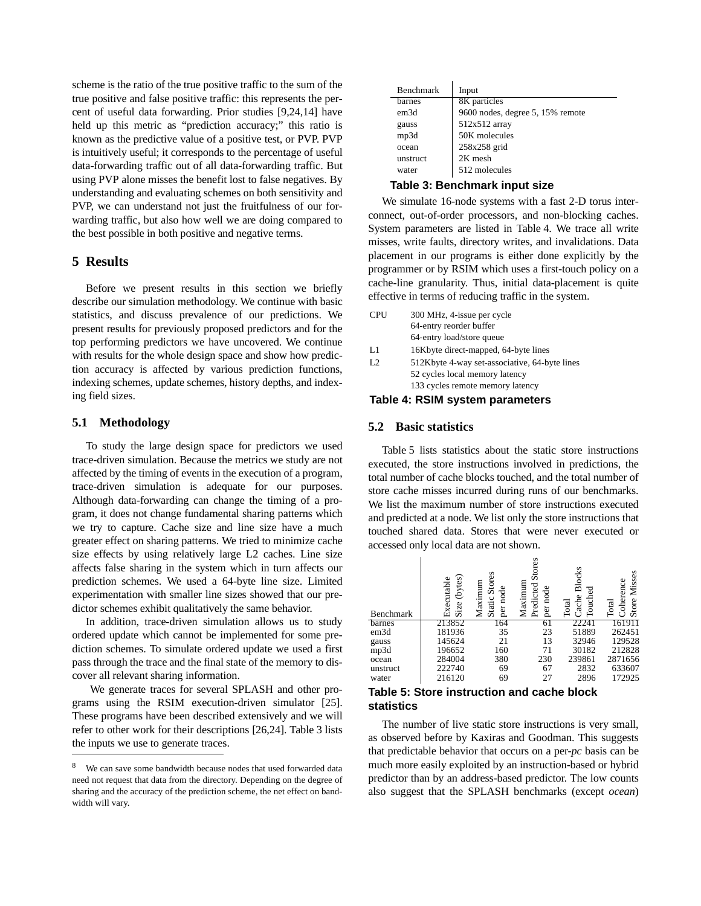scheme is the ratio of the true positive traffic to the sum of the true positive and false positive traffic: this represents the percent of useful data forwarding. Prior studies [9,24,14] have held up this metric as "prediction accuracy;" this ratio is known as the predictive value of a positive test, or PVP. PVP is intuitively useful; it corresponds to the percentage of useful data-forwarding traffic out of all data-forwarding traffic. But using PVP alone misses the benefit lost to false negatives. By understanding and evaluating schemes on both sensitivity and PVP, we can understand not just the fruitfulness of our forwarding traffic, but also how well we are doing compared to the best possible in both positive and negative terms.

## 5 Results

Before we present results in this section we briefly describe our simulation methodology. We continue with basic statistics, and discuss prevalence of our predictions. We present results for previously proposed predictors and for the top performing predictors we have uncovered. We continue with results for the whole design space and show how prediction accuracy is affected by various prediction functions, indexing schemes, update schemes, history depths, and indexing field sizes.

### 5.1 Methodology

To study the large design space for predictors we used trace-driven simulation. Because the metrics we study are not affected by the timing of events in the execution of a program, trace-driven simulation is adequate for our purposes. Although data-forwarding can change the timing of a program, it does not change fundamental sharing patterns which we try to capture. Cache size and line size have a much greater effect on sharing patterns. We tried to minimize cache size effects by using relatively large L2 caches. Line size affects false sharing in the system which in turn affects our prediction schemes. We used a 64-byte line size. Limited experimentation with smaller line sizes showed that our predictor schemes exhibit qualitatively the same behavior.

In addition, trace-driven simulation allows us to study ordered update which cannot be implemented for some prediction schemes. To simulate ordered update we used a first pass through the trace and the final state of the memory to discover all relevant sharing information.

We generate traces for several SPLASH and other programs using the RSIM execution-driven simulator [25]. These programs have been described extensively and we will refer to other work for their descriptions [26,24]. Table 3 lists the inputs we use to generate traces.

| Benchmark | Input |
|---|---|
| barnes | 8K particles |
| em3d | 9600 nodes, degree 5, 15% remote |
| gauss | 512x512 array |
| mp3d | 50K molecules |
| ocean | 258x258 grid |
| unstruct | 2K mesh |
| water | 512 molecules |

**Table 3: Benchmark input size**

We simulate 16-node systems with a fast 2-D torus interconnect, out-of-order processors, and non-blocking caches. System parameters are listed in Table 4. We trace all write misses, write faults, directory writes, and invalidations. Data placement in our programs is either done explicitly by the programmer or by RSIM which uses a first-touch policy on a cache-line granularity. Thus, initial data-placement is quite effective in terms of reducing traffic in the system.

| | |
|---|---|
| CPU | 300 MHz, 4-issue per cycle |
| | 64-entry reorder buffer |
| | 64-entry load/store queue |
| L1 | 16Kbyte direct-mapped, 64-byte lines |
| L2 | 512Kbyte 4-way set-associative, 64-byte lines |
| | 52 cycles local memory latency |
| | 133 cycles remote memory latency |

**Table 4: RSIM system parameters**

### 5.2 Basic statistics

Table 5 lists statistics about the static store instructions executed, the store instructions involved in predictions, the total number of cache blocks touched, and the total number of store cache misses incurred during runs of our benchmarks. We list the maximum number of store instructions executed and predicted at a node. We list only the store instructions that touched shared data. Stores that were never executed or accessed only local data are not shown.

| Benchmark | Executable Size (bytes) | Maximum Static Stores per node | Maximum Predicted Stores per node | Total Cache Blocks Touched | Total Coherence Store Misses |
|---|---|---|---|---|---|
| barnes | 213852 | 164 | 61 | 22241 | 161911 |
| em3d | 181936 | 35 | 23 | 51889 | 262451 |
| gauss | 145624 | 21 | 13 | 32946 | 129528 |
| mp3d | 196652 | 160 | 71 | 30182 | 212828 |
| ocean | 284004 | 380 | 230 | 239861 | 2871656 |
| unstruct | 222740 | 69 | 67 | 2832 | 633607 |
| water | 216120 | 69 | 27 | 2896 | 172925 |

**Table 5: Store instruction and cache block statistics**

The number of live static store instructions is very small, as observed before by Kaxiras and Goodman. This suggests that predictable behavior that occurs on a per-*pc* basis can be much more easily exploited by an instruction-based or hybrid predictor than by an address-based predictor. The low counts also suggest that the SPLASH benchmarks (except *ocean*)

[8] We can save some bandwidth because nodes that used forwarded data need not request that data from the directory. Depending on the degree of sharing and the accuracy of the prediction scheme, the net effect on bandwidth will vary.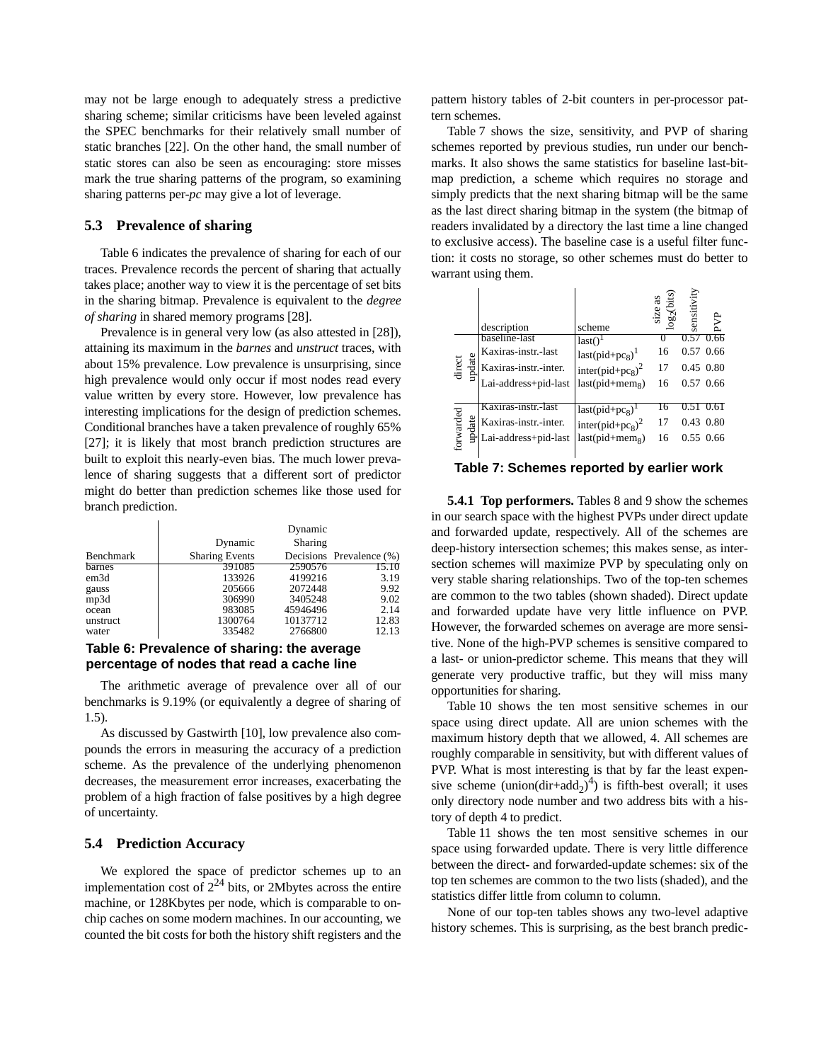may not be large enough to adequately stress a predictive sharing scheme; similar criticisms have been leveled against the SPEC benchmarks for their relatively small number of static branches [22]. On the other hand, the small number of static stores can also be seen as encouraging: store misses mark the true sharing patterns of the program, so examining sharing patterns per-*pc* may give a lot of leverage.

### 5.3 Prevalence of sharing

Table 6 indicates the prevalence of sharing for each of our traces. Prevalence records the percent of sharing that actually takes place; another way to view it is the percentage of set bits in the sharing bitmap. Prevalence is equivalent to the *degree of sharing* in shared memory programs [28].

Prevalence is in general very low (as also attested in [28]), attaining its maximum in the *barnes* and *unstruct* traces, with about 15% prevalence. Low prevalence is unsurprising, since high prevalence would only occur if most nodes read every value written by every store. However, low prevalence has interesting implications for the design of prediction schemes. Conditional branches have a taken prevalence of roughly 65% [27]; it is likely that most branch prediction structures are built to exploit this nearly-even bias. The much lower prevalence of sharing suggests that a different sort of predictor might do better than prediction schemes like those used for branch prediction.

| Benchmark | Dynamic Sharing Events | Dynamic Sharing Decisions | Prevalence (%) |
|---|---|---|---|
| barnes | 391085 | 2590576 | 15.10 |
| em3d | 133926 | 4199216 | 3.19 |
| gauss | 205666 | 2072448 | 9.92 |
| mp3d | 306990 | 3405248 | 9.02 |
| ocean | 983085 | 45946496 | 2.14 |
| unstruct | 1300764 | 10137712 | 12.83 |
| water | 335482 | 2766800 | 12.13 |

**Table 6: Prevalence of sharing: the average percentage of nodes that read a cache line**

The arithmetic average of prevalence over all of our benchmarks is 9.19% (or equivalently a degree of sharing of 1.5).

As discussed by Gastwirth [10], low prevalence also compounds the errors in measuring the accuracy of a prediction scheme. As the prevalence of the underlying phenomenon decreases, the measurement error increases, exacerbating the problem of a high fraction of false positives by a high degree of uncertainty.

### 5.4 Prediction Accuracy

We explored the space of predictor schemes up to an implementation cost of $2^{24}$ bits, or 2Mbytes across the entire machine, or 128Kbytes per node, which is comparable to on-chip caches on some modern machines. In our accounting, we counted the bit costs for both the history shift registers and the pattern history tables of 2-bit counters in per-processor pattern schemes.

Table 7 shows the size, sensitivity, and PVP of sharing schemes reported by previous studies, run under our benchmarks. It also shows the same statistics for baseline last-bitmap prediction, a scheme which requires no storage and simply predicts that the next sharing bitmap will be the same as the last direct sharing bitmap in the system (the bitmap of readers invalidated by a directory the last time a line changed to exclusive access). The baseline case is a useful filter function: it costs no storage, so other schemes must do better to warrant using them.

| | description | scheme | size as $\log_2$(bits) | sensitivity | PVP |
|---|---|---|---|---|---|
| direct update | baseline-last | $\text{last}()^1$ | 0 | 0.57 | 0.66 |
| | Kaxiras-instr.-last | $\text{last}(\text{pid}+\text{pc}_8)^1$ | 16 | 0.57 | 0.66 |
| | Kaxiras-instr.-inter. | $\text{inter}(\text{pid}+\text{pc}_8)^2$ | 17 | 0.45 | 0.80 |
| | Lai-address+pid-last | $\text{last}(\text{pid}+\text{mem}_8)$ | 16 | 0.57 | 0.66 |
| forwarded update | Kaxiras-instr.-last | $\text{last}(\text{pid}+\text{pc}_8)^1$ | 16 | 0.51 | 0.61 |
| | Kaxiras-instr.-inter. | $\text{inter}(\text{pid}+\text{pc}_8)^2$ | 17 | 0.43 | 0.80 |
| | Lai-address+pid-last | $\text{last}(\text{pid}+\text{mem}_8)$ | 16 | 0.55 | 0.66 |

**Table 7: Schemes reported by earlier work**

**5.4.1 Top performers.** Tables 8 and 9 show the schemes in our search space with the highest PVPs under direct update and forwarded update, respectively. All of the schemes are deep-history intersection schemes; this makes sense, as intersection schemes will maximize PVP by speculating only on very stable sharing relationships. Two of the top-ten schemes are common to the two tables (shown shaded). Direct update and forwarded update have very little influence on PVP. However, the forwarded schemes on average are more sensitive. None of the high-PVP schemes is sensitive compared to a last- or union-predictor scheme. This means that they will generate very productive traffic, but they will miss many opportunities for sharing.

Table 10 shows the ten most sensitive schemes in our space using direct update. All are union schemes with the maximum history depth that we allowed, 4. All schemes are roughly comparable in sensitivity, but with different values of PVP. What is most interesting is that by far the least expensive scheme ($\text{union}(\text{dir}+\text{add}_2)^4$) is fifth-best overall; it uses only directory node number and two address bits with a history of depth 4 to predict.

Table 11 shows the ten most sensitive schemes in our space using forwarded update. There is very little difference between the direct- and forwarded-update schemes: six of the top ten schemes are common to the two lists (shaded), and the statistics differ little from column to column.

None of our top-ten tables shows any two-level adaptive history schemes. This is surprising, as the best branch predic-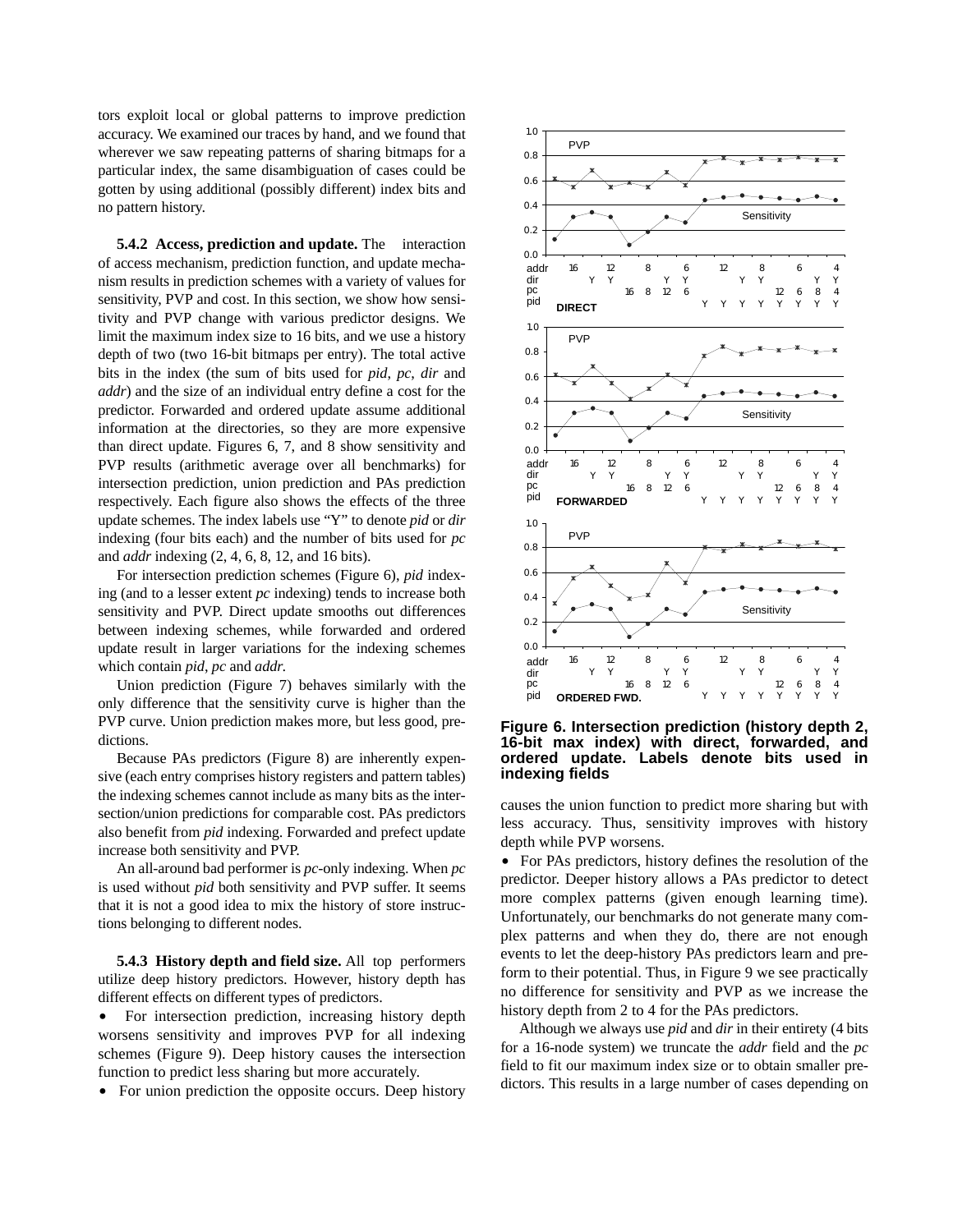tors exploit local or global patterns to improve prediction accuracy. We examined our traces by hand, and we found that wherever we saw repeating patterns of sharing bitmaps for a particular index, the same disambiguation of cases could be gotten by using additional (possibly different) index bits and no pattern history.

**5.4.2 Access, prediction and update.** The interaction of access mechanism, prediction function, and update mechanism results in prediction schemes with a variety of values for sensitivity, PVP and cost. In this section, we show how sensitivity and PVP change with various predictor designs. We limit the maximum index size to 16 bits, and we use a history depth of two (two 16-bit bitmaps per entry). The total active bits in the index (the sum of bits used for *pid*, *pc*, *dir* and *addr*) and the size of an individual entry define a cost for the predictor. Forwarded and ordered update assume additional information at the directories, so they are more expensive than direct update. Figures 6, 7, and 8 show sensitivity and PVP results (arithmetic average over all benchmarks) for intersection prediction, union prediction and PAs prediction respectively. Each figure also shows the effects of the three update schemes. The index labels use "Y" to denote *pid* or *dir* indexing (four bits each) and the number of bits used for *pc* and *addr* indexing (2, 4, 6, 8, 12, and 16 bits).

For intersection prediction schemes (Figure 6), *pid* indexing (and to a lesser extent *pc* indexing) tends to increase both sensitivity and PVP. Direct update smooths out differences between indexing schemes, while forwarded and ordered update result in larger variations for the indexing schemes which contain *pid*, *pc* and *addr.*

Union prediction (Figure 7) behaves similarly with the only difference that the sensitivity curve is higher than the PVP curve. Union prediction makes more, but less good, predictions.

Because PAs predictors (Figure 8) are inherently expensive (each entry comprises history registers and pattern tables) the indexing schemes cannot include as many bits as the intersection/union predictions for comparable cost. PAs predictors also benefit from *pid* indexing. Forwarded and prefect update increase both sensitivity and PVP.

An all-around bad performer is *pc*-only indexing. When *pc* is used without *pid* both sensitivity and PVP suffer. It seems that it is not a good idea to mix the history of store instructions belonging to different nodes.

**5.4.3 History depth and field size.** All top performers utilize deep history predictors. However, history depth has different effects on different types of predictors.

- For intersection prediction, increasing history depth worsens sensitivity and improves PVP for all indexing schemes (Figure 9). Deep history causes the intersection function to predict less sharing but more accurately.
- For union prediction the opposite occurs. Deep history causes the union function to predict more sharing but with less accuracy. Thus, sensitivity improves with history depth while PVP worsens.
- For PAs predictors, history defines the resolution of the predictor. Deeper history allows a PAs predictor to detect more complex patterns (given enough learning time). Unfortunately, our benchmarks do not generate many complex patterns and when they do, there are not enough events to let the deep-history PAs predictors learn and preform to their potential. Thus, in Figure 9 we see practically no difference for sensitivity and PVP as we increase the history depth from 2 to 4 for the PAs predictors.

Although we always use *pid* and *dir* in their entirety (4 bits for a 16-node system) we truncate the *addr* field and the *pc* field to fit our maximum index size or to obtain smaller predictors. This results in a large number of cases depending on

**Figure 6. Intersection prediction (history depth 2, 16-bit max index) with direct, forwarded, and ordered update. Labels denote bits used in indexing fields**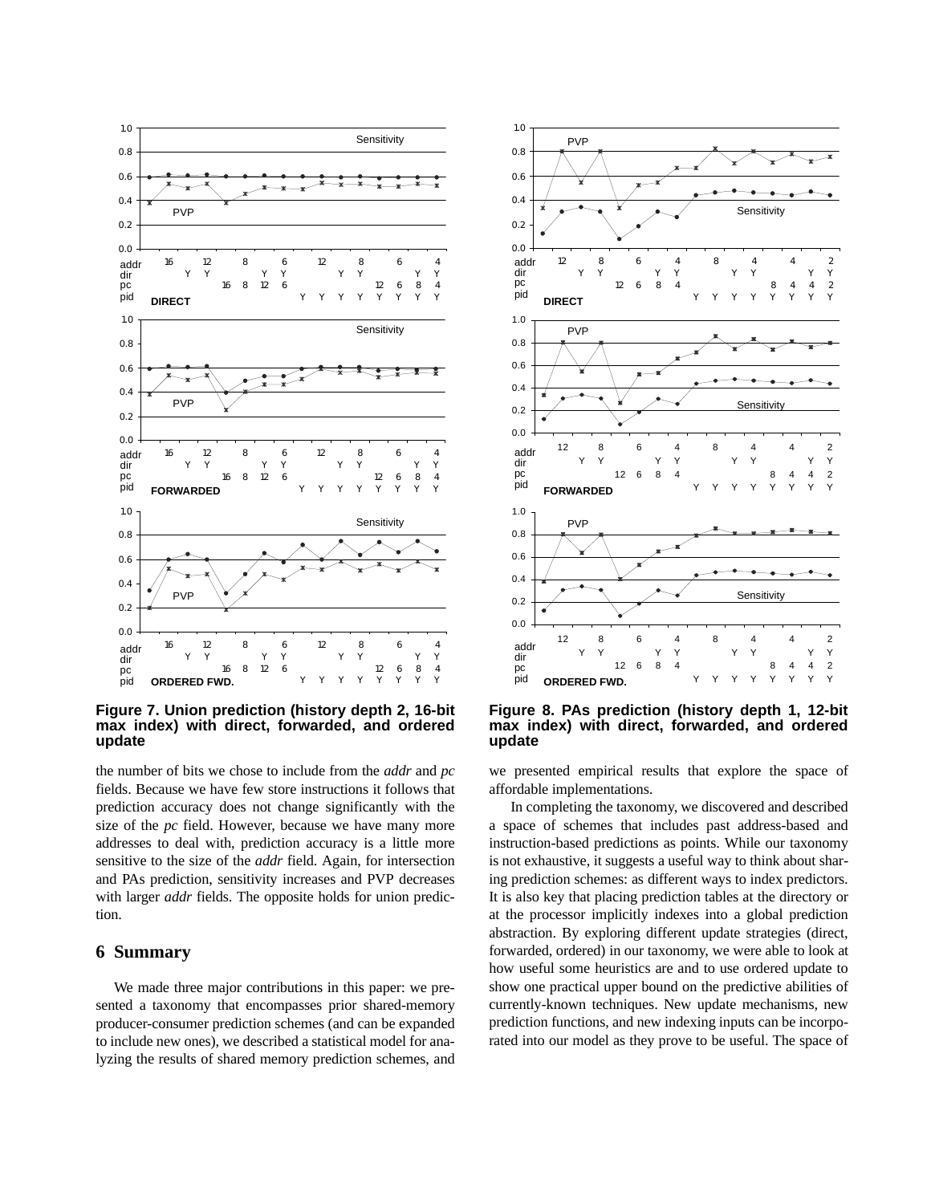**Figure 7. Union prediction (history depth 2, 16-bit max index) with direct, forwarded, and ordered update**

**Figure 8. PAs prediction (history depth 1, 12-bit max index) with direct, forwarded, and ordered update**

the number of bits we chose to include from the *addr* and *pc* fields. Because we have few store instructions it follows that prediction accuracy does not change significantly with the size of the *pc* field. However, because we have many more addresses to deal with, prediction accuracy is a little more sensitive to the size of the *addr* field. Again, for intersection and PAs prediction, sensitivity increases and PVP decreases with larger *addr* fields. The opposite holds for union prediction.

## 6 Summary

We made three major contributions in this paper: we presented a taxonomy that encompasses prior shared-memory producer-consumer prediction schemes (and can be expanded to include new ones), we described a statistical model for analyzing the results of shared memory prediction schemes, and we presented empirical results that explore the space of affordable implementations.

In completing the taxonomy, we discovered and described a space of schemes that includes past address-based and instruction-based predictions as points. While our taxonomy is not exhaustive, it suggests a useful way to think about sharing prediction schemes: as different ways to index predictors. It is also key that placing prediction tables at the directory or at the processor implicitly indexes into a global prediction abstraction. By exploring different update strategies (direct, forwarded, ordered) in our taxonomy, we were able to look at how useful some heuristics are and to use ordered update to show one practical upper bound on the predictive abilities of currently-known techniques. New update mechanisms, new prediction functions, and new indexing inputs can be incorporated into our model as they prove to be useful. The space of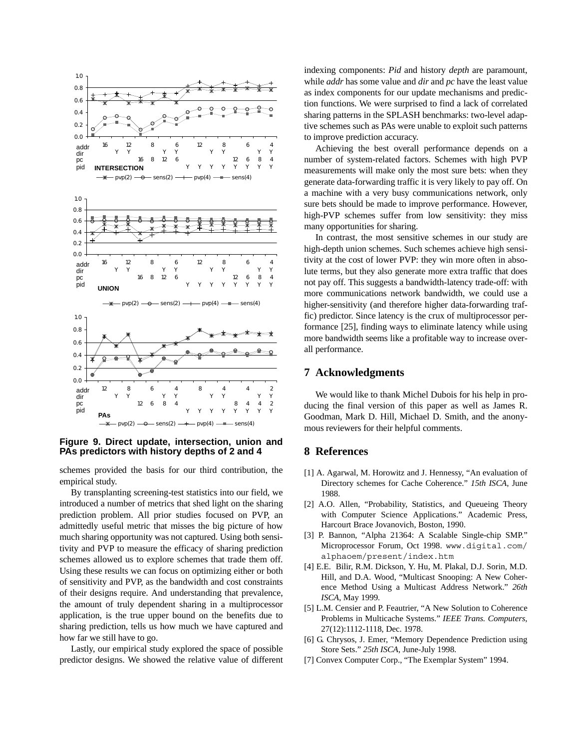1.0
0.8
0.6
0.4
0.2
0.0

addr 16 12 8 6 12 8 6 4
dir Y Y Y Y Y Y Y Y
pc 16 8 12 6 12 6 8 4
pid Y Y Y Y Y Y Y Y

INTERSECTION

pvp(2) sens(2) pvp(4) sens(4)

1.0
0.8
0.6
0.4
0.2
0.0

addr 16 12 8 6 12 8 6 4
dir Y Y Y Y Y Y Y Y
pc 16 8 12 6 12 6 8 4
pid Y Y Y Y Y Y Y Y

UNION

pvp(2) sens(2) pvp(4) sens(4)

1.0
0.8
0.6
0.4
0.2
0.0

addr 12 8 6 4 8 4 4 2
dir Y Y Y Y Y Y Y Y
pc 12 6 8 4 8 4 4 2
pid Y Y Y Y Y Y Y Y

PAs

pvp(2) sens(2) pvp(4) sens(4)

**Figure 9. Direct update, intersection, union and PAs predictors with history depths of 2 and 4**

schemes provided the basis for our third contribution, the empirical study.

By transplanting screening-test statistics into our field, we introduced a number of metrics that shed light on the sharing prediction problem. All prior studies focused on PVP, an admittedly useful metric that misses the big picture of how much sharing opportunity was not captured. Using both sensitivity and PVP to measure the efficacy of sharing prediction schemes allowed us to explore schemes that trade them off. Using these results we can focus on optimizing either or both of sensitivity and PVP, as the bandwidth and cost constraints of their designs require. And understanding that prevalence, the amount of truly dependent sharing in a multiprocessor application, is the true upper bound on the benefits due to sharing prediction, tells us how much we have captured and how far we still have to go.

Lastly, our empirical study explored the space of possible predictor designs. We showed the relative value of different indexing components: *Pid* and history *depth* are paramount, while *addr* has some value and *dir* and *pc* have the least value as index components for our update mechanisms and prediction functions. We were surprised to find a lack of correlated sharing patterns in the SPLASH benchmarks: two-level adaptive schemes such as PAs were unable to exploit such patterns to improve prediction accuracy.

Achieving the best overall performance depends on a number of system-related factors. Schemes with high PVP measurements will make only the most sure bets: when they generate data-forwarding traffic it is very likely to pay off. On a machine with a very busy communications network, only sure bets should be made to improve performance. However, high-PVP schemes suffer from low sensitivity: they miss many opportunities for sharing.

In contrast, the most sensitive schemes in our study are high-depth union schemes. Such schemes achieve high sensitivity at the cost of lower PVP: they win more often in absolute terms, but they also generate more extra traffic that does not pay off. This suggests a bandwidth-latency trade-off: with more communications network bandwidth, we could use a higher-sensitivity (and therefore higher data-forwarding traffic) predictor. Since latency is the crux of multiprocessor performance [25], finding ways to eliminate latency while using more bandwidth seems like a profitable way to increase overall performance.

## 7 Acknowledgments

We would like to thank Michel Dubois for his help in producing the final version of this paper as well as James R. Goodman, Mark D. Hill, Michael D. Smith, and the anonymous reviewers for their helpful comments.

## 8 References

[1] A. Agarwal, M. Horowitz and J. Hennessy, "An evaluation of Directory schemes for Cache Coherence." *15th ISCA*, June 1988.

[2] A.O. Allen, "Probability, Statistics, and Queueing Theory with Computer Science Applications." Academic Press, Harcourt Brace Jovanovich, Boston, 1990.

[3] P. Bannon, "Alpha 21364: A Scalable Single-chip SMP." Microprocessor Forum, Oct 1998. `www.digital.com/alphaoem/present/index.htm`

[4] E.E. Bilir, R.M. Dickson, Y. Hu, M. Plakal, D.J. Sorin, M.D. Hill, and D.A. Wood, "Multicast Snooping: A New Coherence Method Using a Multicast Address Network." *26th ISCA*, May 1999.

[5] L.M. Censier and P. Feautrier, "A New Solution to Coherence Problems in Multicache Systems." *IEEE Trans. Computers*, 27(12):1112-1118, Dec. 1978.

[6] G. Chrysos, J. Emer, "Memory Dependence Prediction using Store Sets." *25th ISCA*, June-July 1998.

[7] Convex Computer Corp., "The Exemplar System" 1994.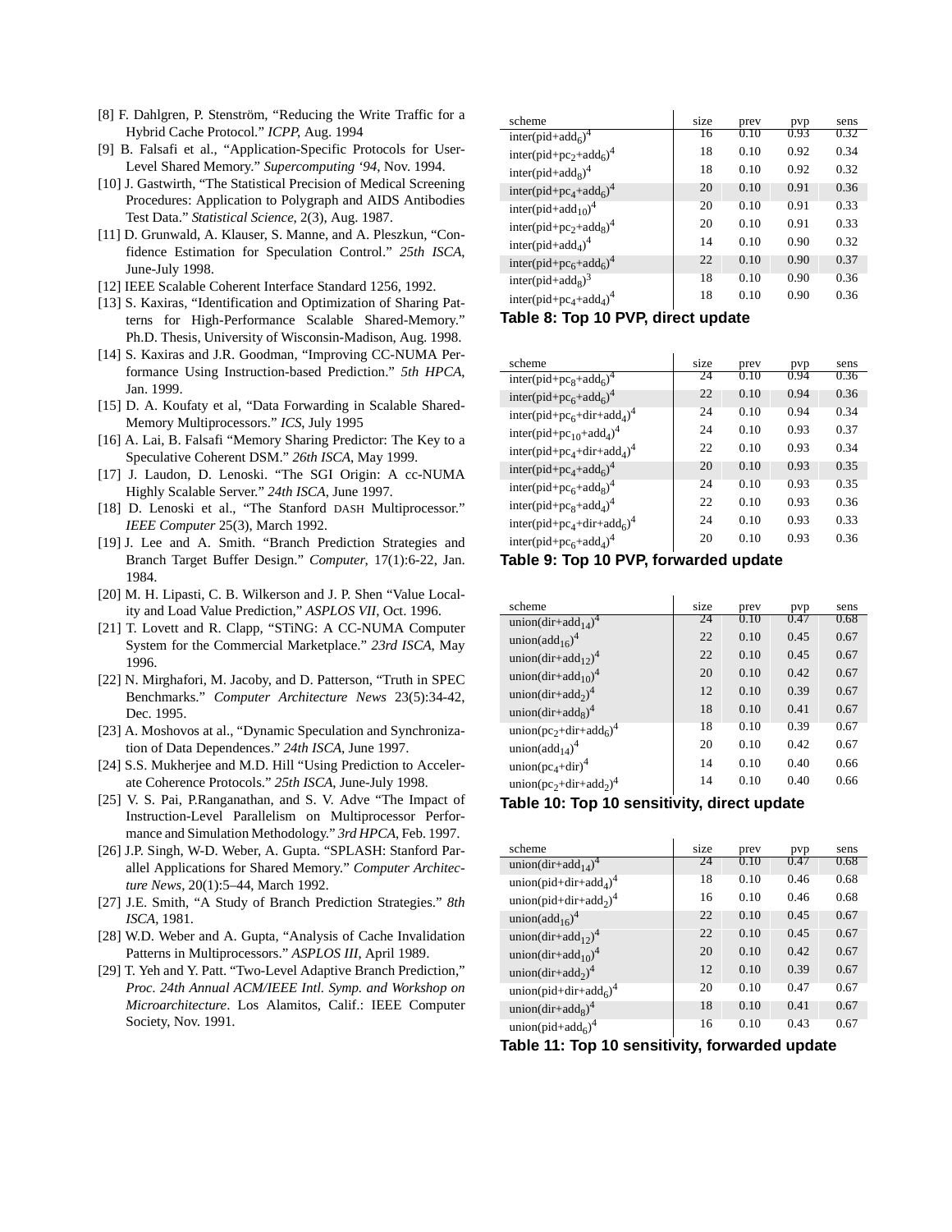[8] F. Dahlgren, P. Stenström, "Reducing the Write Traffic for a Hybrid Cache Protocol." *ICPP*, Aug. 1994

[9] B. Falsafi et al., "Application-Specific Protocols for User-Level Shared Memory." *Supercomputing '94*, Nov. 1994.

[10] J. Gastwirth, "The Statistical Precision of Medical Screening Procedures: Application to Polygraph and AIDS Antibodies Test Data." *Statistical Science*, 2(3), Aug. 1987.

[11] D. Grunwald, A. Klauser, S. Manne, and A. Pleszkun, "Confidence Estimation for Speculation Control." *25th ISCA*, June-July 1998.

[12] IEEE Scalable Coherent Interface Standard 1256, 1992.

[13] S. Kaxiras, "Identification and Optimization of Sharing Patterns for High-Performance Scalable Shared-Memory." Ph.D. Thesis, University of Wisconsin-Madison, Aug. 1998.

[14] S. Kaxiras and J.R. Goodman, "Improving CC-NUMA Performance Using Instruction-based Prediction." *5th HPCA*, Jan. 1999.

[15] D. A. Koufaty et al, "Data Forwarding in Scalable Shared-Memory Multiprocessors." *ICS*, July 1995

[16] A. Lai, B. Falsafi "Memory Sharing Predictor: The Key to a Speculative Coherent DSM." *26th ISCA*, May 1999.

[17] J. Laudon, D. Lenoski. "The SGI Origin: A cc-NUMA Highly Scalable Server." *24th ISCA*, June 1997.

[18] D. Lenoski et al., "The Stanford DASH Multiprocessor." *IEEE Computer* 25(3), March 1992.

[19] J. Lee and A. Smith. "Branch Prediction Strategies and Branch Target Buffer Design." *Computer*, 17(1):6-22, Jan. 1984.

[20] M. H. Lipasti, C. B. Wilkerson and J. P. Shen "Value Locality and Load Value Prediction," *ASPLOS VII*, Oct. 1996.

[21] T. Lovett and R. Clapp, "STiNG: A CC-NUMA Computer System for the Commercial Marketplace." *23rd ISCA*, May 1996.

[22] N. Mirghafori, M. Jacoby, and D. Patterson, "Truth in SPEC Benchmarks." *Computer Architecture News* 23(5):34-42, Dec. 1995.

[23] A. Moshovos at al., "Dynamic Speculation and Synchronization of Data Dependences." *24th ISCA*, June 1997.

[24] S.S. Mukherjee and M.D. Hill "Using Prediction to Accelerate Coherence Protocols." *25th ISCA*, June-July 1998.

[25] V. S. Pai, P.Ranganathan, and S. V. Adve "The Impact of Instruction-Level Parallelism on Multiprocessor Performance and Simulation Methodology." *3rd HPCA*, Feb. 1997.

[26] J.P. Singh, W-D. Weber, A. Gupta. "SPLASH: Stanford Parallel Applications for Shared Memory." *Computer Architecture News*, 20(1):5–44, March 1992.

[27] J.E. Smith, "A Study of Branch Prediction Strategies." *8th ISCA*, 1981.

[28] W.D. Weber and A. Gupta, "Analysis of Cache Invalidation Patterns in Multiprocessors." *ASPLOS III*, April 1989.

[29] T. Yeh and Y. Patt. "Two-Level Adaptive Branch Prediction," *Proc. 24th Annual ACM/IEEE Intl. Symp. and Workshop on Microarchitecture*. Los Alamitos, Calif.: IEEE Computer Society, Nov. 1991.

| scheme | size | prev | pvp | sens |
|---|---|---|---|---|
| $inter(pid+add_6)^4$ | 16 | 0.10 | 0.93 | 0.32 |
| $inter(pid+pc_2+add_6)^4$ | 18 | 0.10 | 0.92 | 0.34 |
| $inter(pid+add_8)^4$ | 18 | 0.10 | 0.92 | 0.32 |
| $inter(pid+pc_4+add_6)^4$ | 20 | 0.10 | 0.91 | 0.36 |
| $inter(pid+add_{10})^4$ | 20 | 0.10 | 0.91 | 0.33 |
| $inter(pid+pc_2+add_8)^4$ | 20 | 0.10 | 0.91 | 0.33 |
| $inter(pid+add_4)^4$ | 14 | 0.10 | 0.90 | 0.32 |
| $inter(pid+pc_6+add_6)^4$ | 22 | 0.10 | 0.90 | 0.37 |
| $inter(pid+add_8)^3$ | 18 | 0.10 | 0.90 | 0.36 |
| $inter(pid+pc_4+add_4)^4$ | 18 | 0.10 | 0.90 | 0.36 |

**Table 8: Top 10 PVP, direct update**

| scheme | size | prev | pvp | sens |
|---|---|---|---|---|
| $inter(pid+pc_8+add_6)^4$ | 24 | 0.10 | 0.94 | 0.36 |
| $inter(pid+pc_6+add_6)^4$ | 22 | 0.10 | 0.94 | 0.36 |
| $inter(pid+pc_6+dir+add_4)^4$ | 24 | 0.10 | 0.94 | 0.34 |
| $inter(pid+pc_{10}+add_4)^4$ | 24 | 0.10 | 0.93 | 0.37 |
| $inter(pid+pc_4+dir+add_4)^4$ | 22 | 0.10 | 0.93 | 0.34 |
| $inter(pid+pc_4+add_6)^4$ | 20 | 0.10 | 0.93 | 0.35 |
| $inter(pid+pc_6+add_8)^4$ | 24 | 0.10 | 0.93 | 0.35 |
| $inter(pid+pc_8+add_4)^4$ | 22 | 0.10 | 0.93 | 0.36 |
| $inter(pid+pc_4+dir+add_6)^4$ | 24 | 0.10 | 0.93 | 0.33 |
| $inter(pid+pc_6+add_4)^4$ | 20 | 0.10 | 0.93 | 0.36 |

**Table 9: Top 10 PVP, forwarded update**

| scheme | size | prev | pvp | sens |
|---|---|---|---|---|
| $union(dir+add_{14})^4$ | 24 | 0.10 | 0.47 | 0.68 |
| $union(add_{16})^4$ | 22 | 0.10 | 0.45 | 0.67 |
| $union(dir+add_{12})^4$ | 22 | 0.10 | 0.45 | 0.67 |
| $union(dir+add_{10})^4$ | 20 | 0.10 | 0.42 | 0.67 |
| $union(dir+add_2)^4$ | 12 | 0.10 | 0.39 | 0.67 |
| $union(dir+add_8)^4$ | 18 | 0.10 | 0.41 | 0.67 |
| $union(pc_2+dir+add_6)^4$ | 18 | 0.10 | 0.39 | 0.67 |
| $union(add_{14})^4$ | 20 | 0.10 | 0.42 | 0.67 |
| $union(pc_4+dir)^4$ | 14 | 0.10 | 0.40 | 0.66 |
| $union(pc_2+dir+add_2)^4$ | 14 | 0.10 | 0.40 | 0.66 |

**Table 10: Top 10 sensitivity, direct update**

| scheme | size | prev | pvp | sens |
|---|---|---|---|---|
| $union(dir+add_{14})^4$ | 24 | 0.10 | 0.47 | 0.68 |
| $union(pid+dir+add_4)^4$ | 18 | 0.10 | 0.46 | 0.68 |
| $union(pid+dir+add_2)^4$ | 16 | 0.10 | 0.46 | 0.68 |
| $union(add_{16})^4$ | 22 | 0.10 | 0.45 | 0.67 |
| $union(dir+add_{12})^4$ | 22 | 0.10 | 0.45 | 0.67 |
| $union(dir+add_{10})^4$ | 20 | 0.10 | 0.42 | 0.67 |
| $union(dir+add_2)^4$ | 12 | 0.10 | 0.39 | 0.67 |
| $union(pid+dir+add_6)^4$ | 20 | 0.10 | 0.47 | 0.67 |
| $union(dir+add_8)^4$ | 18 | 0.10 | 0.41 | 0.67 |
| $union(pid+add_6)^4$ | 16 | 0.10 | 0.43 | 0.67 |

**Table 11: Top 10 sensitivity, forwarded update**